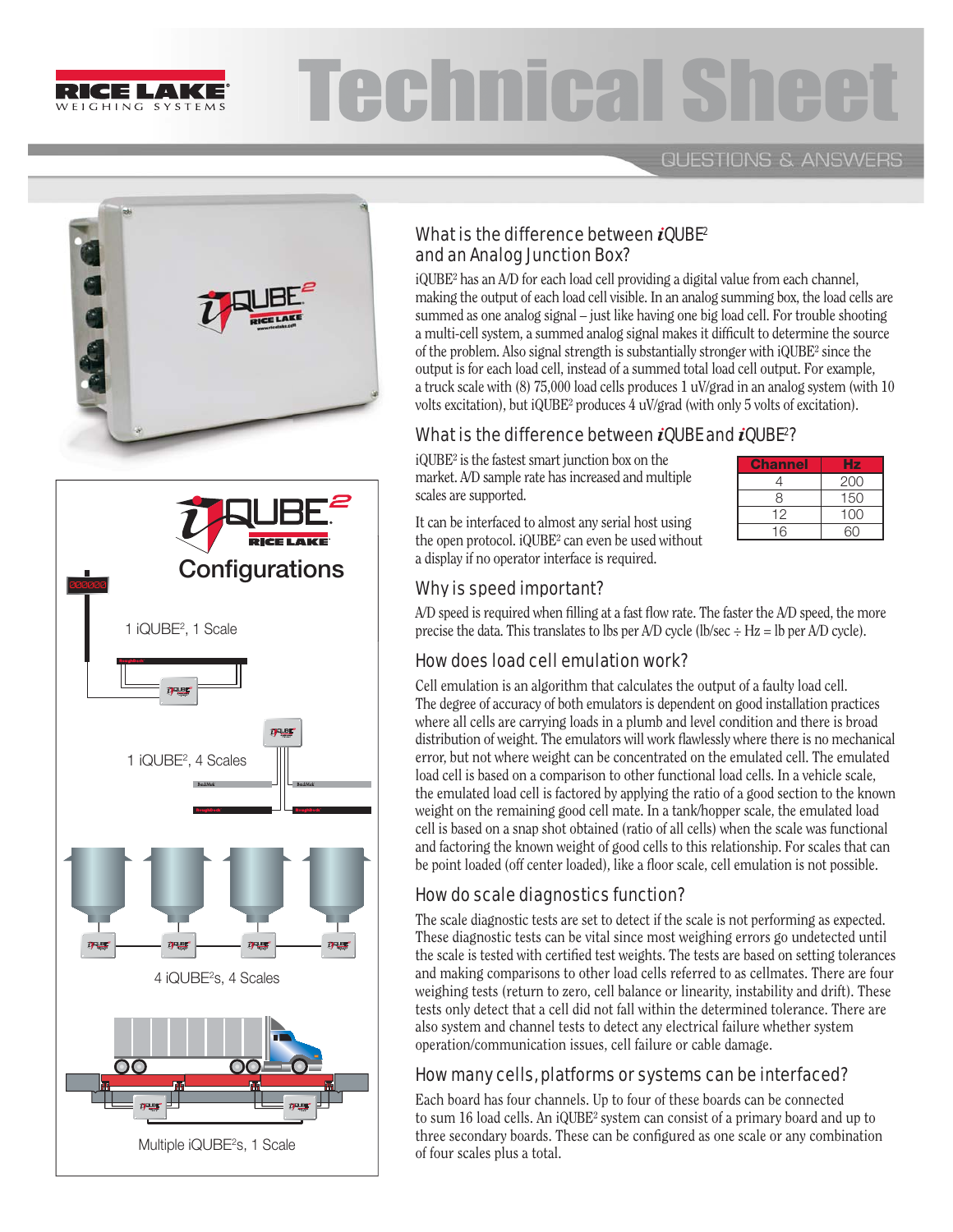# Technical Sheet

QUESTIONS & ANSWERS

## iQUBE² Configurations

1 iQUBE², 1 Scale

1 iQUBE², 4 Scales

4 iQUBE²s, 4 Scales

Multiple iQUBE²s, 1 Scale

## What is the difference between iQUBE² and an Analog Junction Box?

iQUBE² has an A/D for each load cell providing a digital value from each channel, making the output of each load cell visible. In an analog summing box, the load cells are summed as one analog signal – just like having one big load cell. For trouble shooting a multi-cell system, a summed analog signal makes it difficult to determine the source of the problem. Also signal strength is substantially stronger with iQUBE² since the output is for each load cell, instead of a summed total load cell output. For example, a truck scale with (8) 75,000 load cells produces 1 uV/grad in an analog system (with 10 volts excitation), but iQUBE² produces 4 uV/grad (with only 5 volts of excitation).

## What is the difference between iQUBE and iQUBE²?

iQUBE² is the fastest smart junction box on the market. A/D sample rate has increased and multiple scales are supported.

| Channel | Hz |
|---|---|
| 4 | 200 |
| 8 | 150 |
| 12 | 100 |
| 16 | 60 |

It can be interfaced to almost any serial host using the open protocol. iQUBE² can even be used without a display if no operator interface is required.

## Why is speed important?

A/D speed is required when filling at a fast flow rate. The faster the A/D speed, the more precise the data. This translates to lbs per A/D cycle (lb/sec ÷ Hz = lb per A/D cycle).

## How does load cell emulation work?

Cell emulation is an algorithm that calculates the output of a faulty load cell. The degree of accuracy of both emulators is dependent on good installation practices where all cells are carrying loads in a plumb and level condition and there is broad distribution of weight. The emulators will work flawlessly where there is no mechanical error, but not where weight can be concentrated on the emulated cell. The emulated load cell is based on a comparison to other functional load cells. In a vehicle scale, the emulated load cell is factored by applying the ratio of a good section to the known weight on the remaining good cell mate. In a tank/hopper scale, the emulated load cell is based on a snap shot obtained (ratio of all cells) when the scale was functional and factoring the known weight of good cells to this relationship. For scales that can be point loaded (off center loaded), like a floor scale, cell emulation is not possible.

## How do scale diagnostics function?

The scale diagnostic tests are set to detect if the scale is not performing as expected. These diagnostic tests can be vital since most weighing errors go undetected until the scale is tested with certified test weights. The tests are based on setting tolerances and making comparisons to other load cells referred to as cellmates. There are four weighing tests (return to zero, cell balance or linearity, instability and drift). These tests only detect that a cell did not fall within the determined tolerance. There are also system and channel tests to detect any electrical failure whether system operation/communication issues, cell failure or cable damage.

## How many cells, platforms or systems can be interfaced?

Each board has four channels. Up to four of these boards can be connected to sum 16 load cells. An iQUBE² system can consist of a primary board and up to three secondary boards. These can be configured as one scale or any combination of four scales plus a total.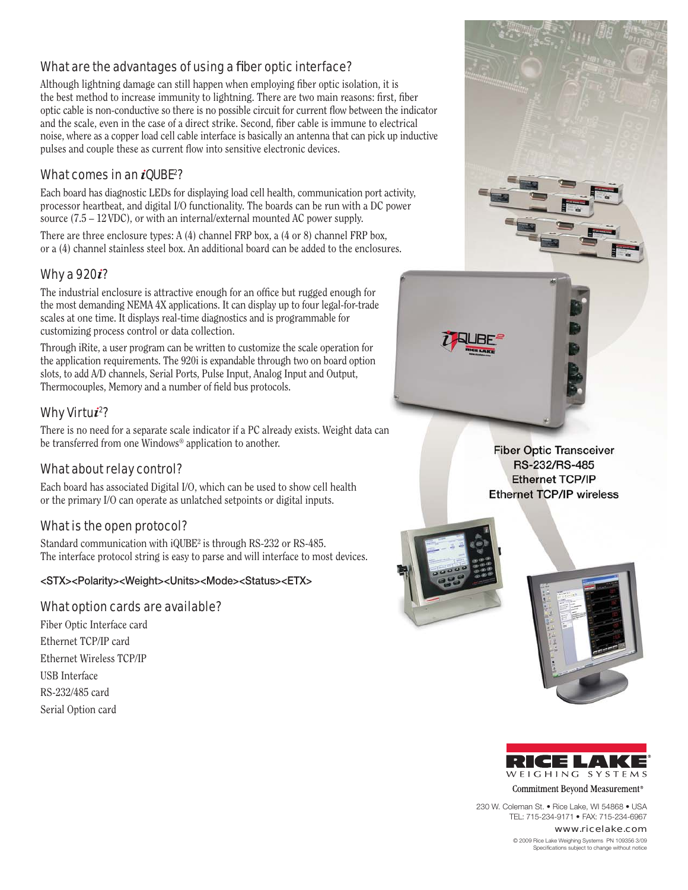## What are the advantages of using a fiber optic interface?

Although lightning damage can still happen when employing fiber optic isolation, it is the best method to increase immunity to lightning. There are two main reasons: first, fiber optic cable is non-conductive so there is no possible circuit for current flow between the indicator and the scale, even in the case of a direct strike. Second, fiber cable is immune to electrical noise, where as a copper load cell cable interface is basically an antenna that can pick up inductive pulses and couple these as current flow into sensitive electronic devices.

## What comes in an *i*QUBE²?

Each board has diagnostic LEDs for displaying load cell health, communication port activity, processor heartbeat, and digital I/O functionality. The boards can be run with a DC power source (7.5 – 12 VDC), or with an internal/external mounted AC power supply.

There are three enclosure types: A (4) channel FRP box, a (4 or 8) channel FRP box, or a (4) channel stainless steel box. An additional board can be added to the enclosures.

## Why a 920*i*?

The industrial enclosure is attractive enough for an office but rugged enough for the most demanding NEMA 4X applications. It can display up to four legal-for-trade scales at one time. It displays real-time diagnostics and is programmable for customizing process control or data collection.

Through iRite, a user program can be written to customize the scale operation for the application requirements. The 920i is expandable through two on board option slots, to add A/D channels, Serial Ports, Pulse Input, Analog Input and Output, Thermocouples, Memory and a number of field bus protocols.

## Why Virtu*i*²?

There is no need for a separate scale indicator if a PC already exists. Weight data can be transferred from one Windows® application to another.

## What about relay control?

Each board has associated Digital I/O, which can be used to show cell health or the primary I/O can operate as unlatched setpoints or digital inputs.

## What is the open protocol?

Standard communication with iQUBE² is through RS-232 or RS-485. The interface protocol string is easy to parse and will interface to most devices.

**<STX><Polarity><Weight><Units><Mode><Status><ETX>**

## What option cards are available?

Fiber Optic Interface card

Ethernet TCP/IP card

Ethernet Wireless TCP/IP

USB Interface

RS-232/485 card

Serial Option card

**Fiber Optic Transceiver**
**RS-232/RS-485**
**Ethernet TCP/IP**
**Ethernet TCP/IP wireless**

RICE LAKE® WEIGHING SYSTEMS
Commitment Beyond Measurement®

230 W. Coleman St. • Rice Lake, WI 54868 • USA
TEL: 715-234-9171 • FAX: 715-234-6967
www.ricelake.com

© 2009 Rice Lake Weighing Systems PN 109356 3/09
Specifications subject to change without notice